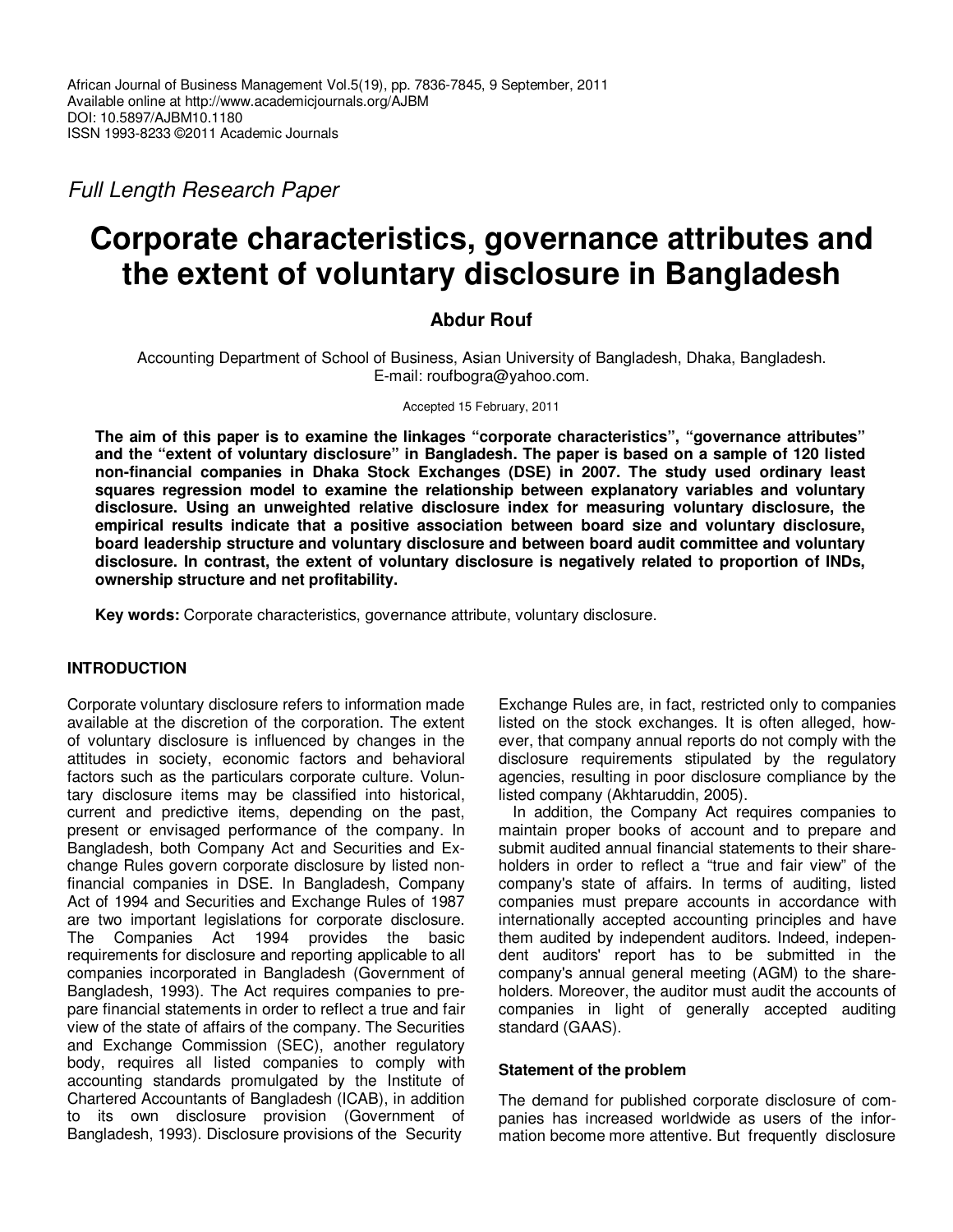*Full Length Research Paper*

# Corporate characteristics, governance attributes and the extent of voluntary disclosure in Bangladesh

**Abdur Rouf**

Accounting Department of School of Business, Asian University of Bangladesh, Dhaka, Bangladesh.
E-mail: roufbogra@yahoo.com.

Accepted 15 February, 2011

**The aim of this paper is to examine the linkages "corporate characteristics", "governance attributes" and the "extent of voluntary disclosure" in Bangladesh. The paper is based on a sample of 120 listed non-financial companies in Dhaka Stock Exchanges (DSE) in 2007. The study used ordinary least squares regression model to examine the relationship between explanatory variables and voluntary disclosure. Using an unweighted relative disclosure index for measuring voluntary disclosure, the empirical results indicate that a positive association between board size and voluntary disclosure, board leadership structure and voluntary disclosure and between board audit committee and voluntary disclosure. In contrast, the extent of voluntary disclosure is negatively related to proportion of INDs, ownership structure and net profitability.**

**Key words:** Corporate characteristics, governance attribute, voluntary disclosure.

## INTRODUCTION

Corporate voluntary disclosure refers to information made available at the discretion of the corporation. The extent of voluntary disclosure is influenced by changes in the attitudes in society, economic factors and behavioral factors such as the particulars corporate culture. Voluntary disclosure items may be classified into historical, current and predictive items, depending on the past, present or envisaged performance of the company. In Bangladesh, both Company Act and Securities and Exchange Rules govern corporate disclosure by listed non-financial companies in DSE. In Bangladesh, Company Act of 1994 and Securities and Exchange Rules of 1987 are two important legislations for corporate disclosure. The Companies Act 1994 provides the basic requirements for disclosure and reporting applicable to all companies incorporated in Bangladesh (Government of Bangladesh, 1993). The Act requires companies to prepare financial statements in order to reflect a true and fair view of the state of affairs of the company. The Securities and Exchange Commission (SEC), another regulatory body, requires all listed companies to comply with accounting standards promulgated by the Institute of Chartered Accountants of Bangladesh (ICAB), in addition to its own disclosure provision (Government of Bangladesh, 1993). Disclosure provisions of the Security Exchange Rules are, in fact, restricted only to companies listed on the stock exchanges. It is often alleged, however, that company annual reports do not comply with the disclosure requirements stipulated by the regulatory agencies, resulting in poor disclosure compliance by the listed company (Akhtaruddin, 2005).

In addition, the Company Act requires companies to maintain proper books of account and to prepare and submit audited annual financial statements to their shareholders in order to reflect a "true and fair view" of the company's state of affairs. In terms of auditing, listed companies must prepare accounts in accordance with internationally accepted accounting principles and have them audited by independent auditors. Indeed, independent auditors' report has to be submitted in the company's annual general meeting (AGM) to the shareholders. Moreover, the auditor must audit the accounts of companies in light of generally accepted auditing standard (GAAS).

### Statement of the problem

The demand for published corporate disclosure of companies has increased worldwide as users of the information become more attentive. But frequently disclosure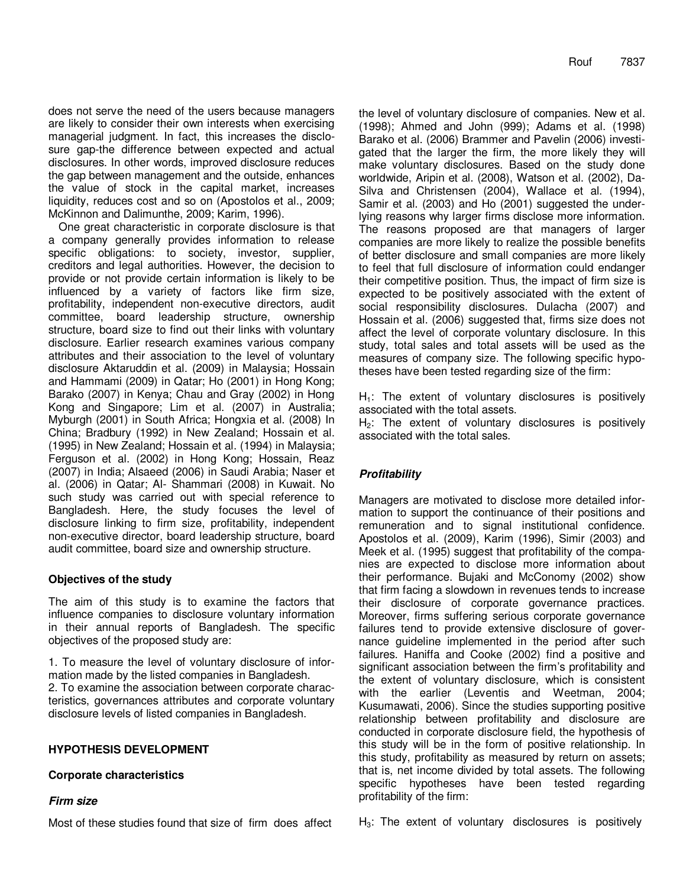does not serve the need of the users because managers are likely to consider their own interests when exercising managerial judgment. In fact, this increases the disclosure gap-the difference between expected and actual disclosures. In other words, improved disclosure reduces the gap between management and the outside, enhances the value of stock in the capital market, increases liquidity, reduces cost and so on (Apostolos et al., 2009; McKinnon and Dalimunthe, 2009; Karim, 1996).

One great characteristic in corporate disclosure is that a company generally provides information to release specific obligations: to society, investor, supplier, creditors and legal authorities. However, the decision to provide or not provide certain information is likely to be influenced by a variety of factors like firm size, profitability, independent non-executive directors, audit committee, board leadership structure, ownership structure, board size to find out their links with voluntary disclosure. Earlier research examines various company attributes and their association to the level of voluntary disclosure Aktaruddin et al. (2009) in Malaysia; Hossain and Hammami (2009) in Qatar; Ho (2001) in Hong Kong; Barako (2007) in Kenya; Chau and Gray (2002) in Hong Kong and Singapore; Lim et al. (2007) in Australia; Myburgh (2001) in South Africa; Hongxia et al. (2008) In China; Bradbury (1992) in New Zealand; Hossain et al. (1995) in New Zealand; Hossain et al. (1994) in Malaysia; Ferguson et al. (2002) in Hong Kong; Hossain, Reaz (2007) in India; Alsaeed (2006) in Saudi Arabia; Naser et al. (2006) in Qatar; Al- Shammari (2008) in Kuwait. No such study was carried out with special reference to Bangladesh. Here, the study focuses the level of disclosure linking to firm size, profitability, independent non-executive director, board leadership structure, board audit committee, board size and ownership structure.

## Objectives of the study

The aim of this study is to examine the factors that influence companies to disclosure voluntary information in their annual reports of Bangladesh. The specific objectives of the proposed study are:

1. To measure the level of voluntary disclosure of information made by the listed companies in Bangladesh.
2. To examine the association between corporate characteristics, governances attributes and corporate voluntary disclosure levels of listed companies in Bangladesh.

## HYPOTHESIS DEVELOPMENT

### Corporate characteristics

#### *Firm size*

Most of these studies found that size of firm does affect the level of voluntary disclosure of companies. New et al. (1998); Ahmed and John (999); Adams et al. (1998) Barako et al. (2006) Brammer and Pavelin (2006) investigated that the larger the firm, the more likely they will make voluntary disclosures. Based on the study done worldwide, Aripin et al. (2008), Watson et al. (2002), Da-Silva and Christensen (2004), Wallace et al. (1994), Samir et al. (2003) and Ho (2001) suggested the underlying reasons why larger firms disclose more information. The reasons proposed are that managers of larger companies are more likely to realize the possible benefits of better disclosure and small companies are more likely to feel that full disclosure of information could endanger their competitive position. Thus, the impact of firm size is expected to be positively associated with the extent of social responsibility disclosures. Dulacha (2007) and Hossain et al. (2006) suggested that, firms size does not affect the level of corporate voluntary disclosure. In this study, total sales and total assets will be used as the measures of company size. The following specific hypotheses have been tested regarding size of the firm:

$H_1$: The extent of voluntary disclosures is positively associated with the total assets.
$H_2$: The extent of voluntary disclosures is positively associated with the total sales.

#### *Profitability*

Managers are motivated to disclose more detailed information to support the continuance of their positions and remuneration and to signal institutional confidence. Apostolos et al. (2009), Karim (1996), Simir (2003) and Meek et al. (1995) suggest that profitability of the companies are expected to disclose more information about their performance. Bujaki and McConomy (2002) show that firm facing a slowdown in revenues tends to increase their disclosure of corporate governance practices. Moreover, firms suffering serious corporate governance failures tend to provide extensive disclosure of governance guideline implemented in the period after such failures. Haniffa and Cooke (2002) find a positive and significant association between the firm's profitability and the extent of voluntary disclosure, which is consistent with the earlier (Leventis and Weetman, 2004; Kusumawati, 2006). Since the studies supporting positive relationship between profitability and disclosure are conducted in corporate disclosure field, the hypothesis of this study will be in the form of positive relationship. In this study, profitability as measured by return on assets; that is, net income divided by total assets. The following specific hypotheses have been tested regarding profitability of the firm:

$H_3$: The extent of voluntary disclosures is positively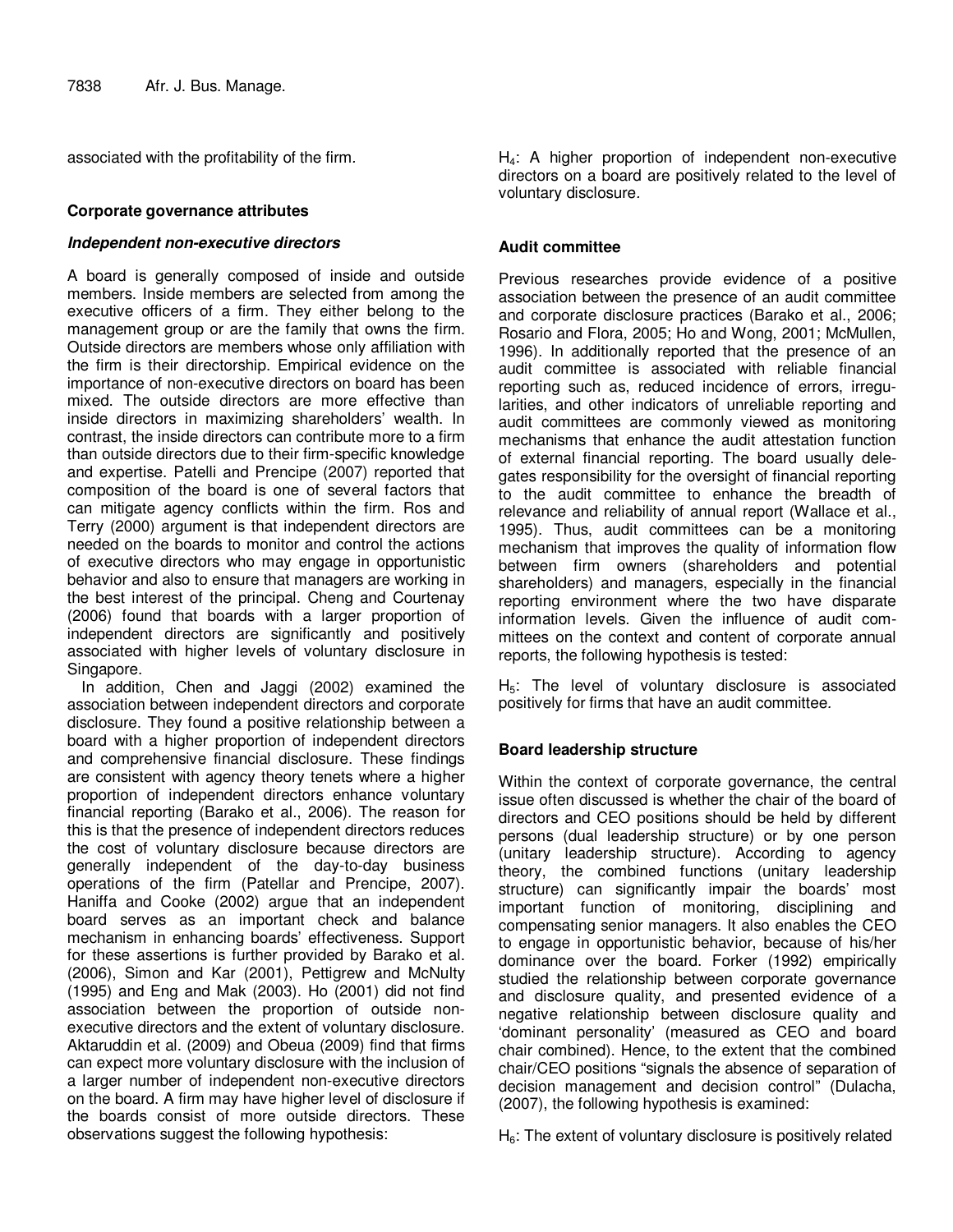associated with the profitability of the firm.

## Corporate governance attributes

### *Independent non-executive directors*

A board is generally composed of inside and outside members. Inside members are selected from among the executive officers of a firm. They either belong to the management group or are the family that owns the firm. Outside directors are members whose only affiliation with the firm is their directorship. Empirical evidence on the importance of non-executive directors on board has been mixed. The outside directors are more effective than inside directors in maximizing shareholders' wealth. In contrast, the inside directors can contribute more to a firm than outside directors due to their firm-specific knowledge and expertise. Patelli and Prencipe (2007) reported that composition of the board is one of several factors that can mitigate agency conflicts within the firm. Ros and Terry (2000) argument is that independent directors are needed on the boards to monitor and control the actions of executive directors who may engage in opportunistic behavior and also to ensure that managers are working in the best interest of the principal. Cheng and Courtenay (2006) found that boards with a larger proportion of independent directors are significantly and positively associated with higher levels of voluntary disclosure in Singapore.

In addition, Chen and Jaggi (2002) examined the association between independent directors and corporate disclosure. They found a positive relationship between a board with a higher proportion of independent directors and comprehensive financial disclosure. These findings are consistent with agency theory tenets where a higher proportion of independent directors enhance voluntary financial reporting (Barako et al., 2006). The reason for this is that the presence of independent directors reduces the cost of voluntary disclosure because directors are generally independent of the day-to-day business operations of the firm (Patellar and Prencipe, 2007). Haniffa and Cooke (2002) argue that an independent board serves as an important check and balance mechanism in enhancing boards' effectiveness. Support for these assertions is further provided by Barako et al. (2006), Simon and Kar (2001), Pettigrew and McNulty (1995) and Eng and Mak (2003). Ho (2001) did not find association between the proportion of outside non-executive directors and the extent of voluntary disclosure. Aktaruddin et al. (2009) and Obeua (2009) find that firms can expect more voluntary disclosure with the inclusion of a larger number of independent non-executive directors on the board. A firm may have higher level of disclosure if the boards consist of more outside directors. These observations suggest the following hypothesis:

$H_4$: A higher proportion of independent non-executive directors on a board are positively related to the level of voluntary disclosure.

### Audit committee

Previous researches provide evidence of a positive association between the presence of an audit committee and corporate disclosure practices (Barako et al., 2006; Rosario and Flora, 2005; Ho and Wong, 2001; McMullen, 1996). In additionally reported that the presence of an audit committee is associated with reliable financial reporting such as, reduced incidence of errors, irregularities, and other indicators of unreliable reporting and audit committees are commonly viewed as monitoring mechanisms that enhance the audit attestation function of external financial reporting. The board usually delegates responsibility for the oversight of financial reporting to the audit committee to enhance the breadth of relevance and reliability of annual report (Wallace et al., 1995). Thus, audit committees can be a monitoring mechanism that improves the quality of information flow between firm owners (shareholders and potential shareholders) and managers, especially in the financial reporting environment where the two have disparate information levels. Given the influence of audit committees on the context and content of corporate annual reports, the following hypothesis is tested:

$H_5$: The level of voluntary disclosure is associated positively for firms that have an audit committee.

### Board leadership structure

Within the context of corporate governance, the central issue often discussed is whether the chair of the board of directors and CEO positions should be held by different persons (dual leadership structure) or by one person (unitary leadership structure). According to agency theory, the combined functions (unitary leadership structure) can significantly impair the boards' most important function of monitoring, disciplining and compensating senior managers. It also enables the CEO to engage in opportunistic behavior, because of his/her dominance over the board. Forker (1992) empirically studied the relationship between corporate governance and disclosure quality, and presented evidence of a negative relationship between disclosure quality and 'dominant personality' (measured as CEO and board chair combined). Hence, to the extent that the combined chair/CEO positions "signals the absence of separation of decision management and decision control" (Dulacha, (2007), the following hypothesis is examined:

$H_6$: The extent of voluntary disclosure is positively related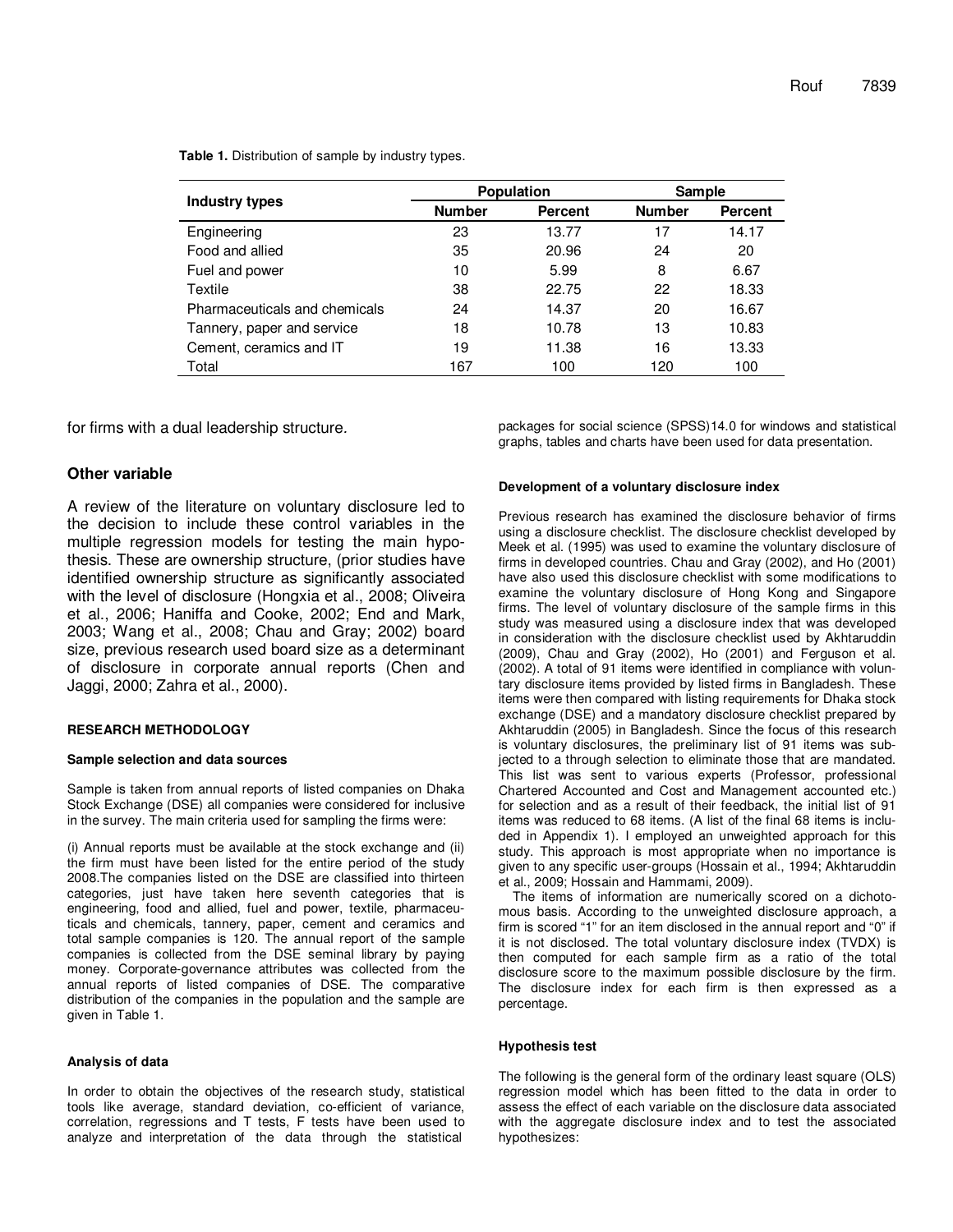**Table 1.** Distribution of sample by industry types.

| Industry types | Population | | Sample | |
|---|---|---|---|---|
| | Number | Percent | Number | Percent |
| Engineering | 23 | 13.77 | 17 | 14.17 |
| Food and allied | 35 | 20.96 | 24 | 20 |
| Fuel and power | 10 | 5.99 | 8 | 6.67 |
| Textile | 38 | 22.75 | 22 | 18.33 |
| Pharmaceuticals and chemicals | 24 | 14.37 | 20 | 16.67 |
| Tannery, paper and service | 18 | 10.78 | 13 | 10.83 |
| Cement, ceramics and IT | 19 | 11.38 | 16 | 13.33 |
| Total | 167 | 100 | 120 | 100 |

for firms with a dual leadership structure.

## Other variable

A review of the literature on voluntary disclosure led to the decision to include these control variables in the multiple regression models for testing the main hypothesis. These are ownership structure, (prior studies have identified ownership structure as significantly associated with the level of disclosure (Hongxia et al., 2008; Oliveira et al., 2006; Haniffa and Cooke, 2002; End and Mark, 2003; Wang et al., 2008; Chau and Gray; 2002) board size, previous research used board size as a determinant of disclosure in corporate annual reports (Chen and Jaggi, 2000; Zahra et al., 2000).

## RESEARCH METHODOLOGY

### Sample selection and data sources

Sample is taken from annual reports of listed companies on Dhaka Stock Exchange (DSE) all companies were considered for inclusive in the survey. The main criteria used for sampling the firms were:

(i) Annual reports must be available at the stock exchange and (ii) the firm must have been listed for the entire period of the study 2008.The companies listed on the DSE are classified into thirteen categories, just have taken here seventh categories that is engineering, food and allied, fuel and power, textile, pharmaceuticals and chemicals, tannery, paper, cement and ceramics and total sample companies is 120. The annual report of the sample companies is collected from the DSE seminal library by paying money. Corporate-governance attributes was collected from the annual reports of listed companies of DSE. The comparative distribution of the companies in the population and the sample are given in Table 1.

### Analysis of data

In order to obtain the objectives of the research study, statistical tools like average, standard deviation, co-efficient of variance, correlation, regressions and T tests, F tests have been used to analyze and interpretation of the data through the statistical packages for social science (SPSS)14.0 for windows and statistical graphs, tables and charts have been used for data presentation.

### Development of a voluntary disclosure index

Previous research has examined the disclosure behavior of firms using a disclosure checklist. The disclosure checklist developed by Meek et al. (1995) was used to examine the voluntary disclosure of firms in developed countries. Chau and Gray (2002), and Ho (2001) have also used this disclosure checklist with some modifications to examine the voluntary disclosure of Hong Kong and Singapore firms. The level of voluntary disclosure of the sample firms in this study was measured using a disclosure index that was developed in consideration with the disclosure checklist used by Akhtaruddin (2009), Chau and Gray (2002), Ho (2001) and Ferguson et al. (2002). A total of 91 items were identified in compliance with voluntary disclosure items provided by listed firms in Bangladesh. These items were then compared with listing requirements for Dhaka stock exchange (DSE) and a mandatory disclosure checklist prepared by Akhtaruddin (2005) in Bangladesh. Since the focus of this research is voluntary disclosures, the preliminary list of 91 items was subjected to a through selection to eliminate those that are mandated. This list was sent to various experts (Professor, professional Chartered Accounted and Cost and Management accounted etc.) for selection and as a result of their feedback, the initial list of 91 items was reduced to 68 items. (A list of the final 68 items is included in Appendix 1). I employed an unweighted approach for this study. This approach is most appropriate when no importance is given to any specific user-groups (Hossain et al., 1994; Akhtaruddin et al., 2009; Hossain and Hammami, 2009).

The items of information are numerically scored on a dichotomous basis. According to the unweighted disclosure approach, a firm is scored "1" for an item disclosed in the annual report and "0" if it is not disclosed. The total voluntary disclosure index (TVDX) is then computed for each sample firm as a ratio of the total disclosure score to the maximum possible disclosure by the firm. The disclosure index for each firm is then expressed as a percentage.

### Hypothesis test

The following is the general form of the ordinary least square (OLS) regression model which has been fitted to the data in order to assess the effect of each variable on the disclosure data associated with the aggregate disclosure index and to test the associated hypothesizes: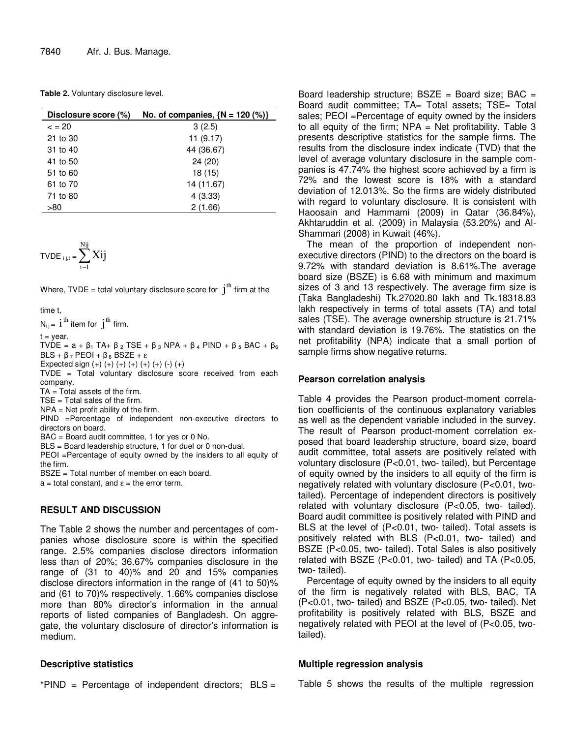**Table 2.** Voluntary disclosure level.

| Disclosure score (%) | No. of companies, {N = 120 (%)} |
|---|---|
| < = 20 | 3 (2.5) |
| 21 to 30 | 11 (9.17) |
| 31 to 40 | 44 (36.67) |
| 41 to 50 | 24 (20) |
| 51 to 60 | 18 (15) |
| 61 to 70 | 14 (11.67) |
| 71 to 80 | 4 (3.33) |
| >80 | 2 (1.66) |

$$TVDE_{i\,j,t} = \sum_{t-1}^{Nij} Xij$$

Where, TVDE = total voluntary disclosure score for $j^{th}$ firm at the time t,

$N_{ij}$ = $i^{th}$ item for $j^{th}$ firm.

t = year.

TVDE = a + $\beta_1$ TA+ $\beta_2$ TSE + $\beta_3$ NPA + $\beta_4$ PIND + $\beta_5$ BAC + $\beta_6$ BLS + $\beta_7$ PEOI + $\beta_8$ BSZE + ε

Expected sign (+) (+) (+) (+) (+) (+) (-) (+)

TVDE = Total voluntary disclosure score received from each company.

TA = Total assets of the firm.

TSE = Total sales of the firm.

NPA = Net profit ability of the firm.

PIND =Percentage of independent non-executive directors to directors on board.

BAC = Board audit committee, 1 for yes or 0 No.

BLS = Board leadership structure, 1 for duel or 0 non-dual.

PEOI =Percentage of equity owned by the insiders to all equity of the firm.

BSZE = Total number of member on each board.

a = total constant, and ε = the error term.

## RESULT AND DISCUSSION

The Table 2 shows the number and percentages of companies whose disclosure score is within the specified range. 2.5% companies disclose directors information less than of 20%; 36.67% companies disclosure in the range of (31 to 40)% and 20 and 15% companies disclose directors information in the range of (41 to 50)% and (61 to 70)% respectively. 1.66% companies disclose more than 80% director's information in the annual reports of listed companies of Bangladesh. On aggregate, the voluntary disclosure of director's information is medium.

### Descriptive statistics

*PIND = Percentage of independent directors; BLS = Board leadership structure; BSZE = Board size; BAC = Board audit committee; TA= Total assets; TSE= Total sales; PEOI =Percentage of equity owned by the insiders to all equity of the firm; NPA = Net profitability. Table 3 presents descriptive statistics for the sample firms. The results from the disclosure index indicate (TVD) that the level of average voluntary disclosure in the sample companies is 47.74% the highest score achieved by a firm is 72% and the lowest score is 18% with a standard deviation of 12.013%. So the firms are widely distributed with regard to voluntary disclosure. It is consistent with Haoosain and Hammami (2009) in Qatar (36.84%), Akhtaruddin et al. (2009) in Malaysia (53.20%) and Al-Shammari (2008) in Kuwait (46%).

The mean of the proportion of independent non-executive directors (PIND) to the directors on the board is 9.72% with standard deviation is 8.61%.The average board size (BSZE) is 6.68 with minimum and maximum sizes of 3 and 13 respectively. The average firm size is (Taka Bangladeshi) Tk.27020.80 lakh and Tk.18318.83 lakh respectively in terms of total assets (TA) and total sales (TSE). The average ownership structure is 21.71% with standard deviation is 19.76%. The statistics on the net profitability (NPA) indicate that a small portion of sample firms show negative returns.

### Pearson correlation analysis

Table 4 provides the Pearson product-moment correlation coefficients of the continuous explanatory variables as well as the dependent variable included in the survey. The result of Pearson product-moment correlation exposed that board leadership structure, board size, board audit committee, total assets are positively related with voluntary disclosure (P<0.01, two- tailed), but Percentage of equity owned by the insiders to all equity of the firm is negatively related with voluntary disclosure (P<0.01, two-tailed). Percentage of independent directors is positively related with voluntary disclosure (P<0.05, two- tailed). Board audit committee is positively related with PIND and BLS at the level of (P<0.01, two- tailed). Total assets is positively related with BLS (P<0.01, two- tailed) and BSZE (P<0.05, two- tailed). Total Sales is also positively related with BSZE (P<0.01, two- tailed) and TA (P<0.05, two- tailed).

Percentage of equity owned by the insiders to all equity of the firm is negatively related with BLS, BAC, TA (P<0.01, two- tailed) and BSZE (P<0.05, two- tailed). Net profitability is positively related with BLS, BSZE and negatively related with PEOI at the level of (P<0.05, two-tailed).

### Multiple regression analysis

Table 5 shows the results of the multiple regression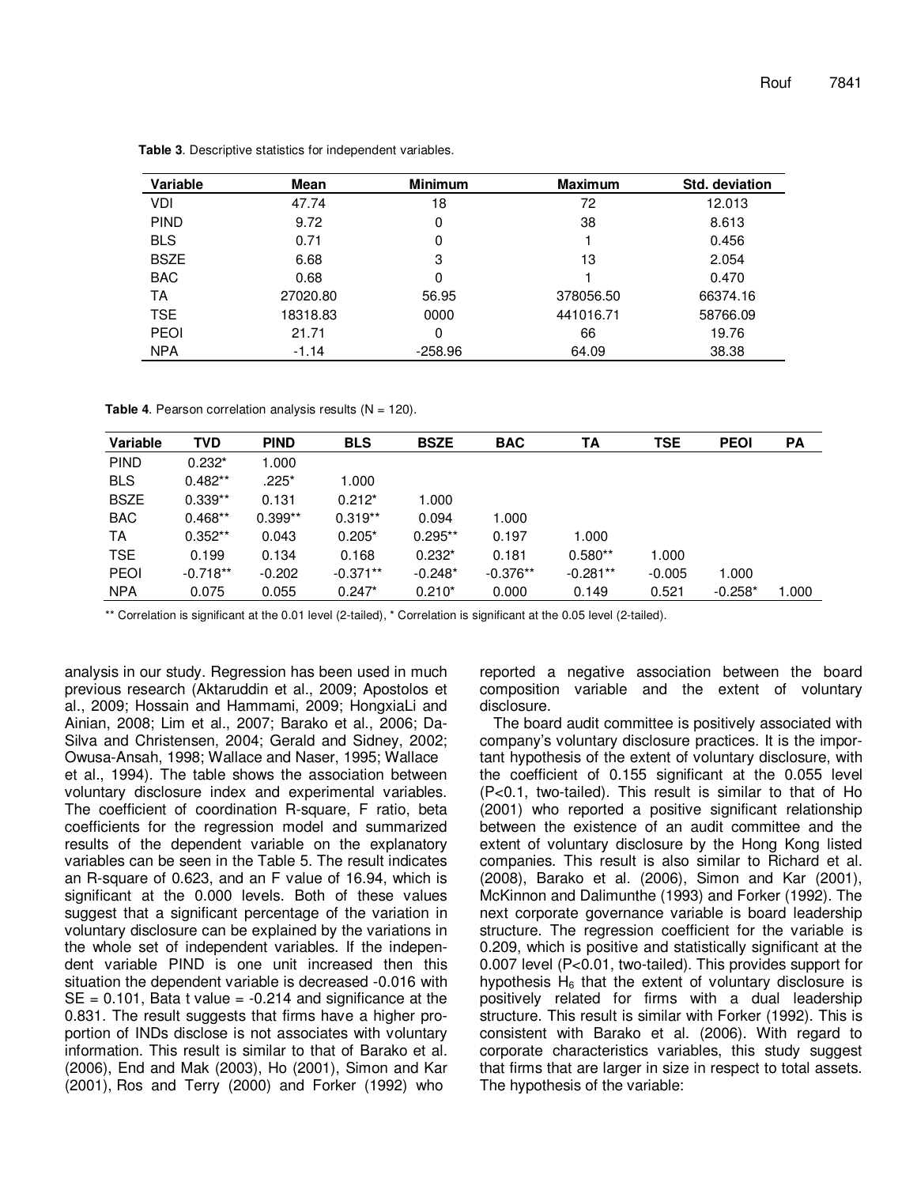**Table 3**. Descriptive statistics for independent variables.

| Variable | Mean | Minimum | Maximum | Std. deviation |
|---|---|---|---|---|
| VDI | 47.74 | 18 | 72 | 12.013 |
| PIND | 9.72 | 0 | 38 | 8.613 |
| BLS | 0.71 | 0 | 1 | 0.456 |
| BSZE | 6.68 | 3 | 13 | 2.054 |
| BAC | 0.68 | 0 | 1 | 0.470 |
| TA | 27020.80 | 56.95 | 378056.50 | 66374.16 |
| TSE | 18318.83 | 0000 | 441016.71 | 58766.09 |
| PEOI | 21.71 | 0 | 66 | 19.76 |
| NPA | -1.14 | -258.96 | 64.09 | 38.38 |

**Table 4**. Pearson correlation analysis results (N = 120).

| Variable | TVD | PIND | BLS | BSZE | BAC | TA | TSE | PEOI | PA |
|---|---|---|---|---|---|---|---|---|---|
| PIND | 0.232* | 1.000 | | | | | | | |
| BLS | 0.482** | .225* | 1.000 | | | | | | |
| BSZE | 0.339** | 0.131 | 0.212* | 1.000 | | | | | |
| BAC | 0.468** | 0.399** | 0.319** | 0.094 | 1.000 | | | | |
| TA | 0.352** | 0.043 | 0.205* | 0.295** | 0.197 | 1.000 | | | |
| TSE | 0.199 | 0.134 | 0.168 | 0.232* | 0.181 | 0.580** | 1.000 | | |
| PEOI | -0.718** | -0.202 | -0.371** | -0.248* | -0.376** | -0.281** | -0.005 | 1.000 | |
| NPA | 0.075 | 0.055 | 0.247* | 0.210* | 0.000 | 0.149 | 0.521 | -0.258* | 1.000 |

** Correlation is significant at the 0.01 level (2-tailed), * Correlation is significant at the 0.05 level (2-tailed).

analysis in our study. Regression has been used in much previous research (Aktaruddin et al., 2009; Apostolos et al., 2009; Hossain and Hammami, 2009; HongxiaLi and Ainian, 2008; Lim et al., 2007; Barako et al., 2006; Da-Silva and Christensen, 2004; Gerald and Sidney, 2002; Owusa-Ansah, 1998; Wallace and Naser, 1995; Wallace et al., 1994). The table shows the association between voluntary disclosure index and experimental variables. The coefficient of coordination R-square, F ratio, beta coefficients for the regression model and summarized results of the dependent variable on the explanatory variables can be seen in the Table 5. The result indicates an R-square of 0.623, and an F value of 16.94, which is significant at the 0.000 levels. Both of these values suggest that a significant percentage of the variation in voluntary disclosure can be explained by the variations in the whole set of independent variables. If the independent variable PIND is one unit increased then this situation the dependent variable is decreased -0.016 with SE = 0.101, Bata t value = -0.214 and significance at the 0.831. The result suggests that firms have a higher proportion of INDs disclose is not associates with voluntary information. This result is similar to that of Barako et al. (2006), End and Mak (2003), Ho (2001), Simon and Kar (2001), Ros and Terry (2000) and Forker (1992) who reported a negative association between the board composition variable and the extent of voluntary disclosure.

The board audit committee is positively associated with company's voluntary disclosure practices. It is the important hypothesis of the extent of voluntary disclosure, with the coefficient of 0.155 significant at the 0.055 level (P<0.1, two-tailed). This result is similar to that of Ho (2001) who reported a positive significant relationship between the existence of an audit committee and the extent of voluntary disclosure by the Hong Kong listed companies. This result is also similar to Richard et al. (2008), Barako et al. (2006), Simon and Kar (2001), McKinnon and Dalimunthe (1993) and Forker (1992). The next corporate governance variable is board leadership structure. The regression coefficient for the variable is 0.209, which is positive and statistically significant at the 0.007 level (P<0.01, two-tailed). This provides support for hypothesis $H_6$ that the extent of voluntary disclosure is positively related for firms with a dual leadership structure. This result is similar with Forker (1992). This is consistent with Barako et al. (2006). With regard to corporate characteristics variables, this study suggest that firms that are larger in size in respect to total assets. The hypothesis of the variable: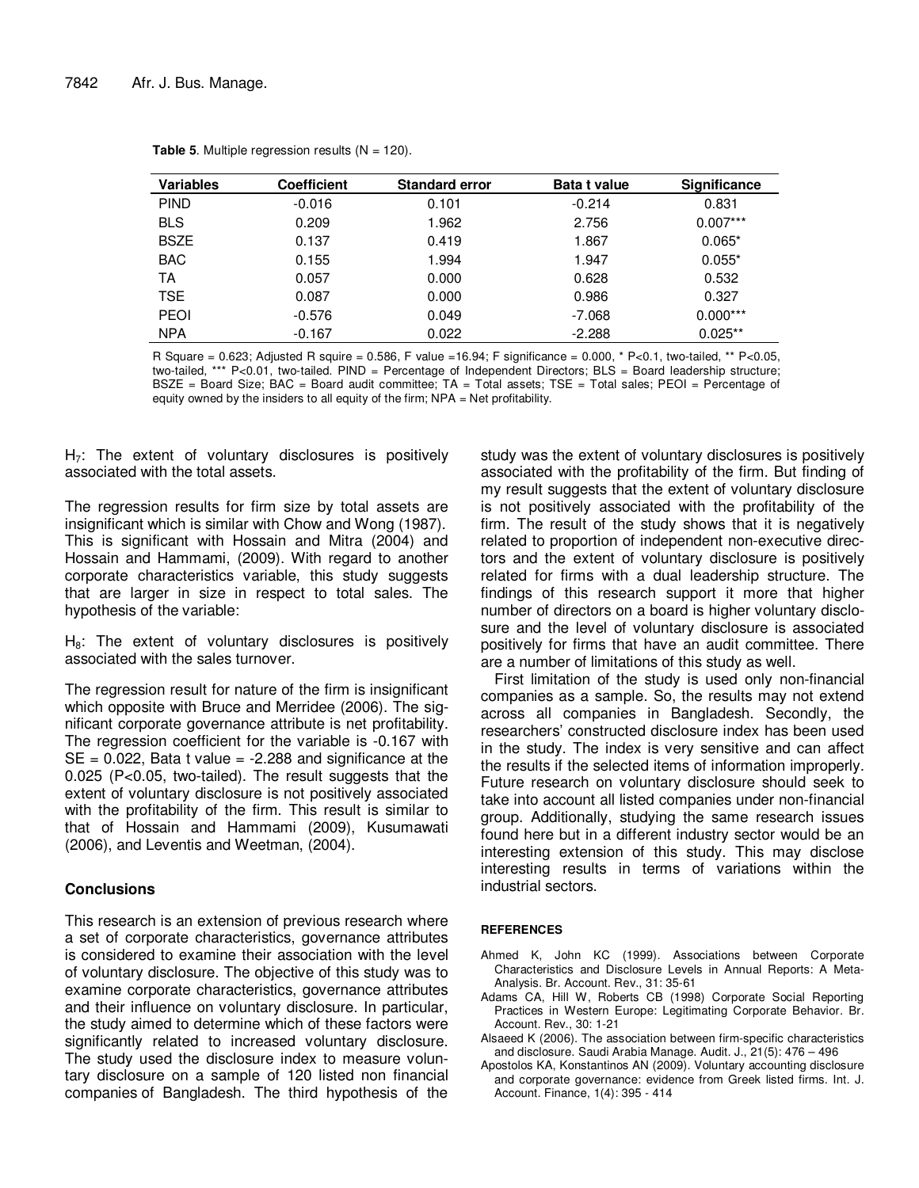**Table 5**. Multiple regression results (N = 120).

| Variables | Coefficient | Standard error | Bata t value | Significance |
|---|---|---|---|---|
| PIND | -0.016 | 0.101 | -0.214 | 0.831 |
| BLS | 0.209 | 1.962 | 2.756 | 0.007*** |
| BSZE | 0.137 | 0.419 | 1.867 | 0.065* |
| BAC | 0.155 | 1.994 | 1.947 | 0.055* |
| TA | 0.057 | 0.000 | 0.628 | 0.532 |
| TSE | 0.087 | 0.000 | 0.986 | 0.327 |
| PEOI | -0.576 | 0.049 | -7.068 | 0.000*** |
| NPA | -0.167 | 0.022 | -2.288 | 0.025** |

R Square = 0.623; Adjusted R squire = 0.586, F value =16.94; F significance = 0.000, * P<0.1, two-tailed, ** P<0.05, two-tailed, *** P<0.01, two-tailed. PIND = Percentage of Independent Directors; BLS = Board leadership structure; BSZE = Board Size; BAC = Board audit committee; TA = Total assets; TSE = Total sales; PEOI = Percentage of equity owned by the insiders to all equity of the firm; NPA = Net profitability.

$H_7$: The extent of voluntary disclosures is positively associated with the total assets.

The regression results for firm size by total assets are insignificant which is similar with Chow and Wong (1987). This is significant with Hossain and Mitra (2004) and Hossain and Hammami, (2009). With regard to another corporate characteristics variable, this study suggests that are larger in size in respect to total sales. The hypothesis of the variable:

$H_8$: The extent of voluntary disclosures is positively associated with the sales turnover.

The regression result for nature of the firm is insignificant which opposite with Bruce and Merridee (2006). The significant corporate governance attribute is net profitability. The regression coefficient for the variable is -0.167 with SE = 0.022, Bata t value = -2.288 and significance at the 0.025 ($P<0.05$, two-tailed). The result suggests that the extent of voluntary disclosure is not positively associated with the profitability of the firm. This result is similar to that of Hossain and Hammami (2009), Kusumawati (2006), and Leventis and Weetman, (2004).

## Conclusions

This research is an extension of previous research where a set of corporate characteristics, governance attributes is considered to examine their association with the level of voluntary disclosure. The objective of this study was to examine corporate characteristics, governance attributes and their influence on voluntary disclosure. In particular, the study aimed to determine which of these factors were significantly related to increased voluntary disclosure. The study used the disclosure index to measure voluntary disclosure on a sample of 120 listed non financial companies of Bangladesh. The third hypothesis of the study was the extent of voluntary disclosures is positively associated with the profitability of the firm. But finding of my result suggests that the extent of voluntary disclosure is not positively associated with the profitability of the firm. The result of the study shows that it is negatively related to proportion of independent non-executive directors and the extent of voluntary disclosure is positively related for firms with a dual leadership structure. The findings of this research support it more that higher number of directors on a board is higher voluntary disclosure and the level of voluntary disclosure is associated positively for firms that have an audit committee. There are a number of limitations of this study as well.

First limitation of the study is used only non-financial companies as a sample. So, the results may not extend across all companies in Bangladesh. Secondly, the researchers' constructed disclosure index has been used in the study. The index is very sensitive and can affect the results if the selected items of information improperly. Future research on voluntary disclosure should seek to take into account all listed companies under non-financial group. Additionally, studying the same research issues found here but in a different industry sector would be an interesting extension of this study. This may disclose interesting results in terms of variations within the industrial sectors.

### REFERENCES

Ahmed K, John KC (1999). Associations between Corporate Characteristics and Disclosure Levels in Annual Reports: A Meta-Analysis. Br. Account. Rev., 31: 35-61

Adams CA, Hill W, Roberts CB (1998) Corporate Social Reporting Practices in Western Europe: Legitimating Corporate Behavior. Br. Account. Rev., 30: 1-21

Alsaeed K (2006). The association between firm-specific characteristics and disclosure. Saudi Arabia Manage. Audit. J., 21(5): 476 – 496

Apostolos KA, Konstantinos AN (2009). Voluntary accounting disclosure and corporate governance: evidence from Greek listed firms. Int. J. Account. Finance, 1(4): 395 - 414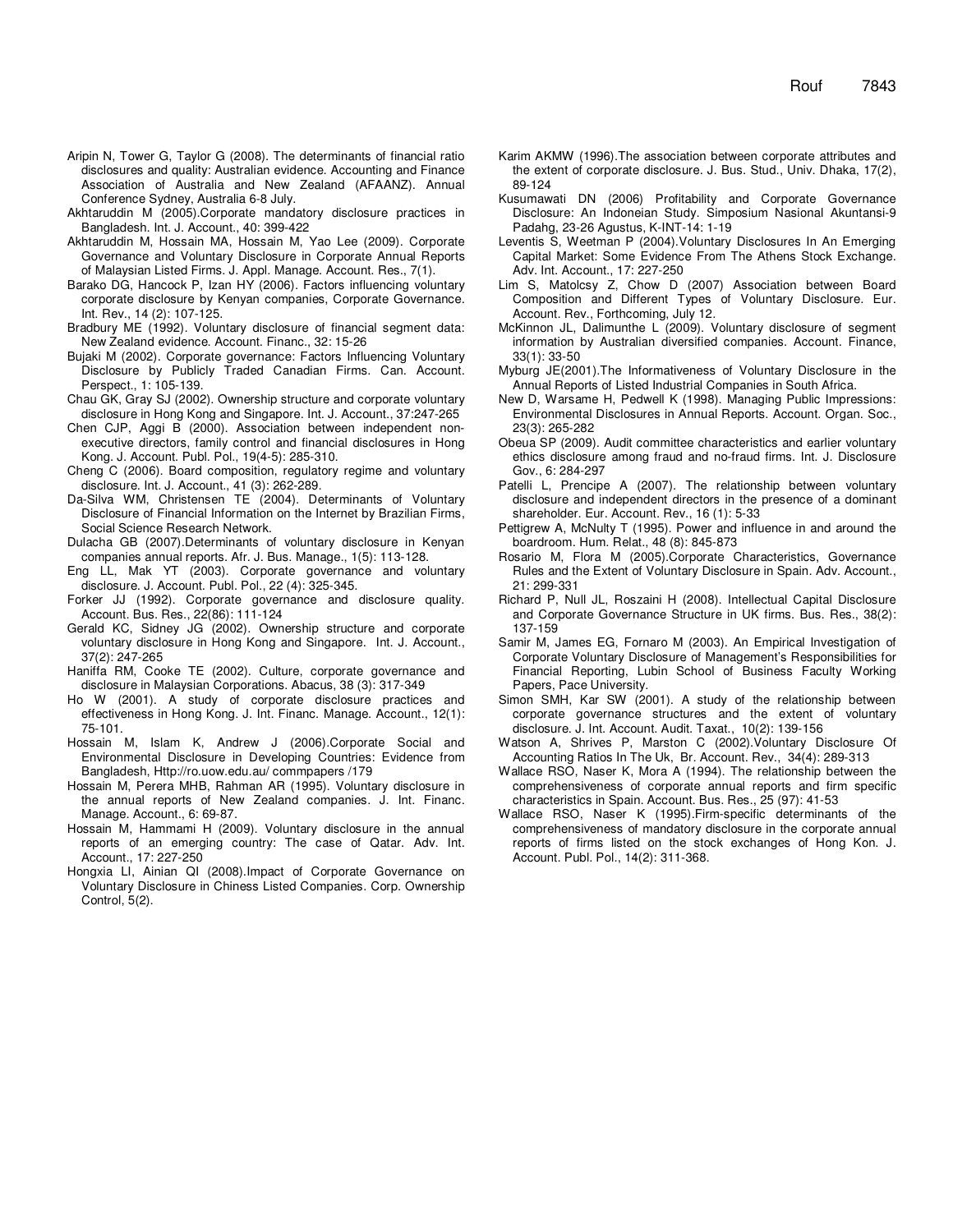Aripin N, Tower G, Taylor G (2008). The determinants of financial ratio disclosures and quality: Australian evidence. Accounting and Finance Association of Australia and New Zealand (AFAANZ). Annual Conference Sydney, Australia 6-8 July.

Akhtaruddin M (2005).Corporate mandatory disclosure practices in Bangladesh. Int. J. Account., 40: 399-422

Akhtaruddin M, Hossain MA, Hossain M, Yao Lee (2009). Corporate Governance and Voluntary Disclosure in Corporate Annual Reports of Malaysian Listed Firms. J. Appl. Manage. Account. Res., 7(1).

Barako DG, Hancock P, Izan HY (2006). Factors influencing voluntary corporate disclosure by Kenyan companies, Corporate Governance. Int. Rev., 14 (2): 107-125.

Bradbury ME (1992). Voluntary disclosure of financial segment data: New Zealand evidence. Account. Financ., 32: 15-26

Bujaki M (2002). Corporate governance: Factors Influencing Voluntary Disclosure by Publicly Traded Canadian Firms. Can. Account. Perspect., 1: 105-139.

Chau GK, Gray SJ (2002). Ownership structure and corporate voluntary disclosure in Hong Kong and Singapore. Int. J. Account., 37:247-265

Chen CJP, Aggi B (2000). Association between independent non-executive directors, family control and financial disclosures in Hong Kong. J. Account. Publ. Pol., 19(4-5): 285-310.

Cheng C (2006). Board composition, regulatory regime and voluntary disclosure. Int. J. Account., 41 (3): 262-289.

Da-Silva WM, Christensen TE (2004). Determinants of Voluntary Disclosure of Financial Information on the Internet by Brazilian Firms, Social Science Research Network.

Dulacha GB (2007).Determinants of voluntary disclosure in Kenyan companies annual reports. Afr. J. Bus. Manage., 1(5): 113-128.

Eng LL, Mak YT (2003). Corporate governance and voluntary disclosure. J. Account. Publ. Pol., 22 (4): 325-345.

Forker JJ (1992). Corporate governance and disclosure quality. Account. Bus. Res., 22(86): 111-124

Gerald KC, Sidney JG (2002). Ownership structure and corporate voluntary disclosure in Hong Kong and Singapore. Int. J. Account., 37(2): 247-265

Haniffa RM, Cooke TE (2002). Culture, corporate governance and disclosure in Malaysian Corporations. Abacus, 38 (3): 317-349

Ho W (2001). A study of corporate disclosure practices and effectiveness in Hong Kong. J. Int. Financ. Manage. Account., 12(1): 75-101.

Hossain M, Islam K, Andrew J (2006).Corporate Social and Environmental Disclosure in Developing Countries: Evidence from Bangladesh, Http://ro.uow.edu.au/ commpapers /179

Hossain M, Perera MHB, Rahman AR (1995). Voluntary disclosure in the annual reports of New Zealand companies. J. Int. Financ. Manage. Account., 6: 69-87.

Hossain M, Hammami H (2009). Voluntary disclosure in the annual reports of an emerging country: The case of Qatar. Adv. Int. Account., 17: 227-250

Hongxia LI, Ainian QI (2008).Impact of Corporate Governance on Voluntary Disclosure in Chiness Listed Companies. Corp. Ownership Control, 5(2).

Karim AKMW (1996).The association between corporate attributes and the extent of corporate disclosure. J. Bus. Stud., Univ. Dhaka, 17(2), 89-124

Kusumawati DN (2006) Profitability and Corporate Governance Disclosure: An Indoneian Study. Simposium Nasional Akuntansi-9 Padahg, 23-26 Agustus, K-INT-14: 1-19

Leventis S, Weetman P (2004).Voluntary Disclosures In An Emerging Capital Market: Some Evidence From The Athens Stock Exchange. Adv. Int. Account., 17: 227-250

Lim S, Matolcsy Z, Chow D (2007) Association between Board Composition and Different Types of Voluntary Disclosure. Eur. Account. Rev., Forthcoming, July 12.

McKinnon JL, Dalimunthe L (2009). Voluntary disclosure of segment information by Australian diversified companies. Account. Finance, 33(1): 33-50

Myburg JE(2001).The Informativeness of Voluntary Disclosure in the Annual Reports of Listed Industrial Companies in South Africa.

New D, Warsame H, Pedwell K (1998). Managing Public Impressions: Environmental Disclosures in Annual Reports. Account. Organ. Soc., 23(3): 265-282

Obeua SP (2009). Audit committee characteristics and earlier voluntary ethics disclosure among fraud and no-fraud firms. Int. J. Disclosure Gov., 6: 284-297

Patelli L, Prencipe A (2007). The relationship between voluntary disclosure and independent directors in the presence of a dominant shareholder. Eur. Account. Rev., 16 (1): 5-33

Pettigrew A, McNulty T (1995). Power and influence in and around the boardroom. Hum. Relat., 48 (8): 845-873

Rosario M, Flora M (2005).Corporate Characteristics, Governance Rules and the Extent of Voluntary Disclosure in Spain. Adv. Account., 21: 299-331

Richard P, Null JL, Roszaini H (2008). Intellectual Capital Disclosure and Corporate Governance Structure in UK firms. Bus. Res., 38(2): 137-159

Samir M, James EG, Fornaro M (2003). An Empirical Investigation of Corporate Voluntary Disclosure of Management's Responsibilities for Financial Reporting, Lubin School of Business Faculty Working Papers, Pace University.

Simon SMH, Kar SW (2001). A study of the relationship between corporate governance structures and the extent of voluntary disclosure. J. Int. Account. Audit. Taxat., 10(2): 139-156

Watson A, Shrives P, Marston C (2002).Voluntary Disclosure Of Accounting Ratios In The Uk, Br. Account. Rev., 34(4): 289-313

Wallace RSO, Naser K, Mora A (1994). The relationship between the comprehensiveness of corporate annual reports and firm specific characteristics in Spain. Account. Bus. Res., 25 (97): 41-53

Wallace RSO, Naser K (1995).Firm-specific determinants of the comprehensiveness of mandatory disclosure in the corporate annual reports of firms listed on the stock exchanges of Hong Kon. J. Account. Publ. Pol., 14(2): 311-368.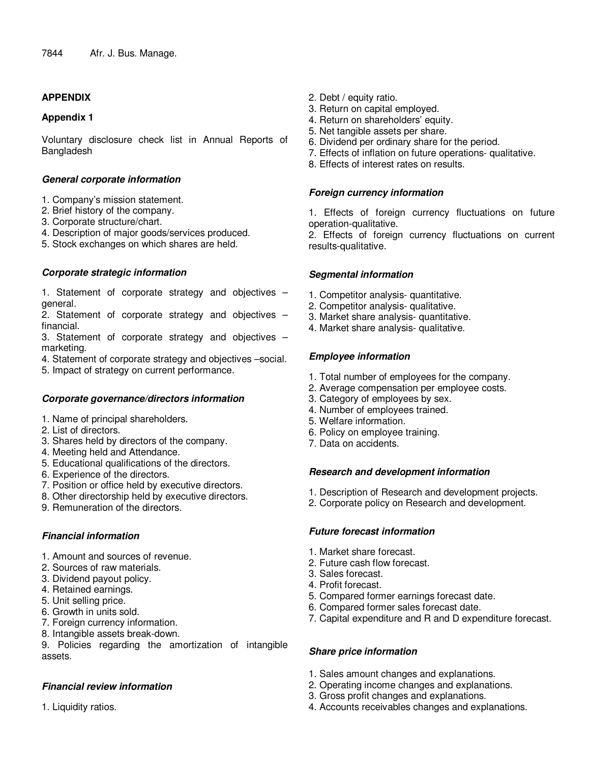## APPENDIX

### Appendix 1

Voluntary disclosure check list in Annual Reports of Bangladesh

***General corporate information***

1. Company's mission statement.
2. Brief history of the company.
3. Corporate structure/chart.
4. Description of major goods/services produced.
5. Stock exchanges on which shares are held.

***Corporate strategic information***

1. Statement of corporate strategy and objectives – general.
2. Statement of corporate strategy and objectives – financial.
3. Statement of corporate strategy and objectives – marketing.
4. Statement of corporate strategy and objectives –social.
5. Impact of strategy on current performance.

***Corporate governance/directors information***

1. Name of principal shareholders.
2. List of directors.
3. Shares held by directors of the company.
4. Meeting held and Attendance.
5. Educational qualifications of the directors.
6. Experience of the directors.
7. Position or office held by executive directors.
8. Other directorship held by executive directors.
9. Remuneration of the directors.

***Financial information***

1. Amount and sources of revenue.
2. Sources of raw materials.
3. Dividend payout policy.
4. Retained earnings.
5. Unit selling price.
6. Growth in units sold.
7. Foreign currency information.
8. Intangible assets break-down.
9. Policies regarding the amortization of intangible assets.

***Financial review information***

1. Liquidity ratios.
2. Debt / equity ratio.
3. Return on capital employed.
4. Return on shareholders' equity.
5. Net tangible assets per share.
6. Dividend per ordinary share for the period.
7. Effects of inflation on future operations- qualitative.
8. Effects of interest rates on results.

***Foreign currency information***

1. Effects of foreign currency fluctuations on future operation-qualitative.
2. Effects of foreign currency fluctuations on current results-qualitative.

***Segmental information***

1. Competitor analysis- quantitative.
2. Competitor analysis- qualitative.
3. Market share analysis- quantitative.
4. Market share analysis- qualitative.

***Employee information***

1. Total number of employees for the company.
2. Average compensation per employee costs.
3. Category of employees by sex.
4. Number of employees trained.
5. Welfare information.
6. Policy on employee training.
7. Data on accidents.

***Research and development information***

1. Description of Research and development projects.
2. Corporate policy on Research and development.

***Future forecast information***

1. Market share forecast.
2. Future cash flow forecast.
3. Sales forecast.
4. Profit forecast.
5. Compared former earnings forecast date.
6. Compared former sales forecast date.
7. Capital expenditure and R and D expenditure forecast.

***Share price information***

1. Sales amount changes and explanations.
2. Operating income changes and explanations.
3. Gross profit changes and explanations.
4. Accounts receivables changes and explanations.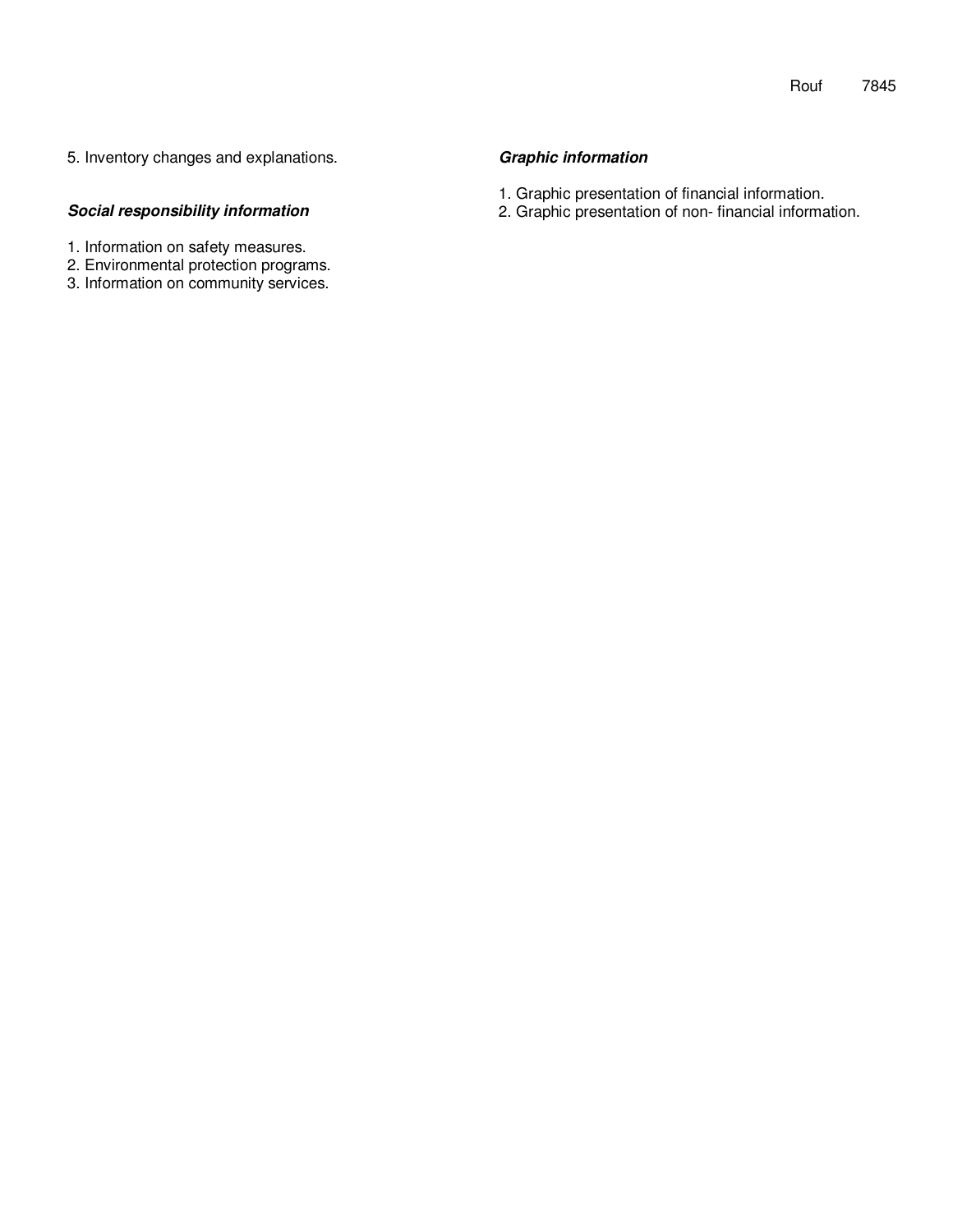5. Inventory changes and explanations.

***Social responsibility information***

1. Information on safety measures.
2. Environmental protection programs.
3. Information on community services.

***Graphic information***

1. Graphic presentation of financial information.
2. Graphic presentation of non- financial information.